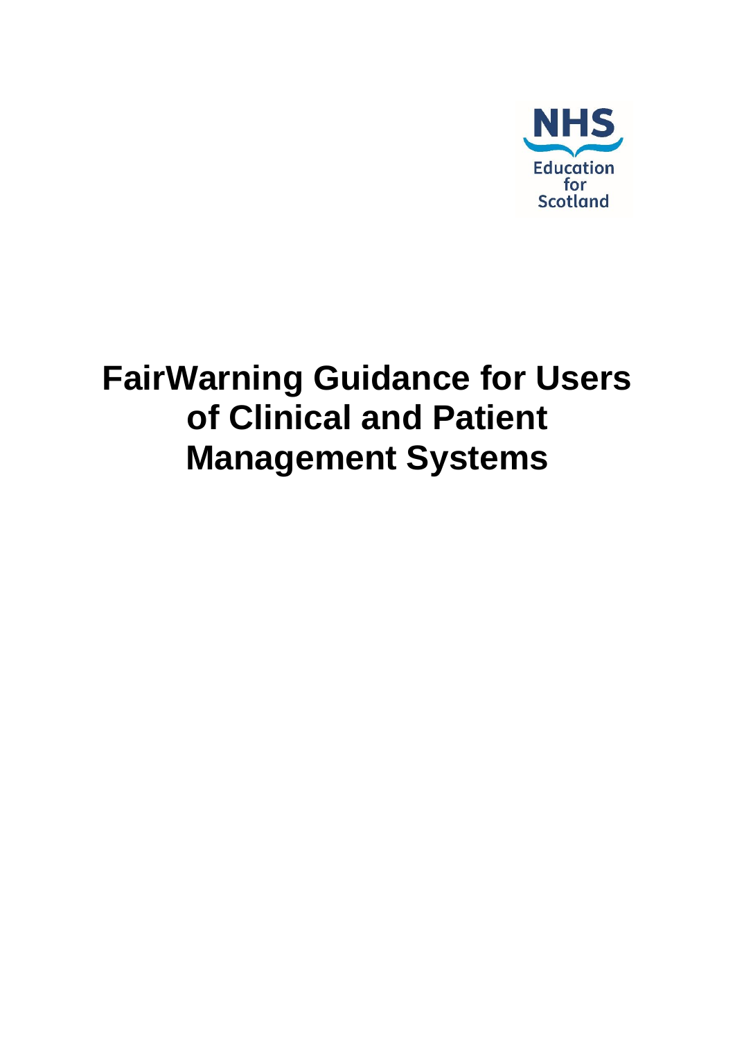NHS Education for Scotland

# FairWarning Guidance for Users of Clinical and Patient Management Systems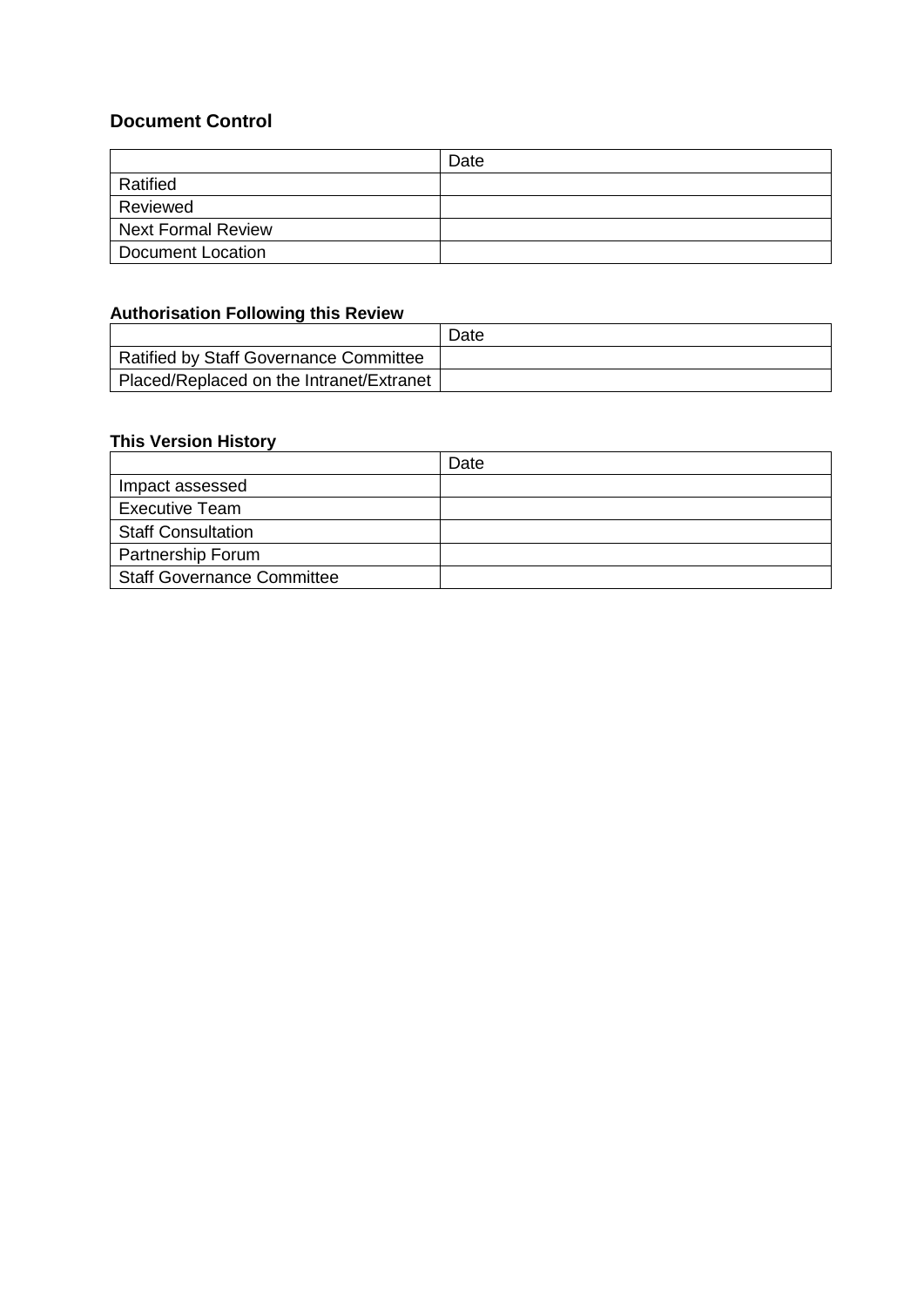## Document Control

| | Date |
|---|---|
| Ratified | |
| Reviewed | |
| Next Formal Review | |
| Document Location | |

### Authorisation Following this Review

| | Date |
|---|---|
| Ratified by Staff Governance Committee | |
| Placed/Replaced on the Intranet/Extranet | |

### This Version History

| | Date |
|---|---|
| Impact assessed | |
| Executive Team | |
| Staff Consultation | |
| Partnership Forum | |
| Staff Governance Committee | |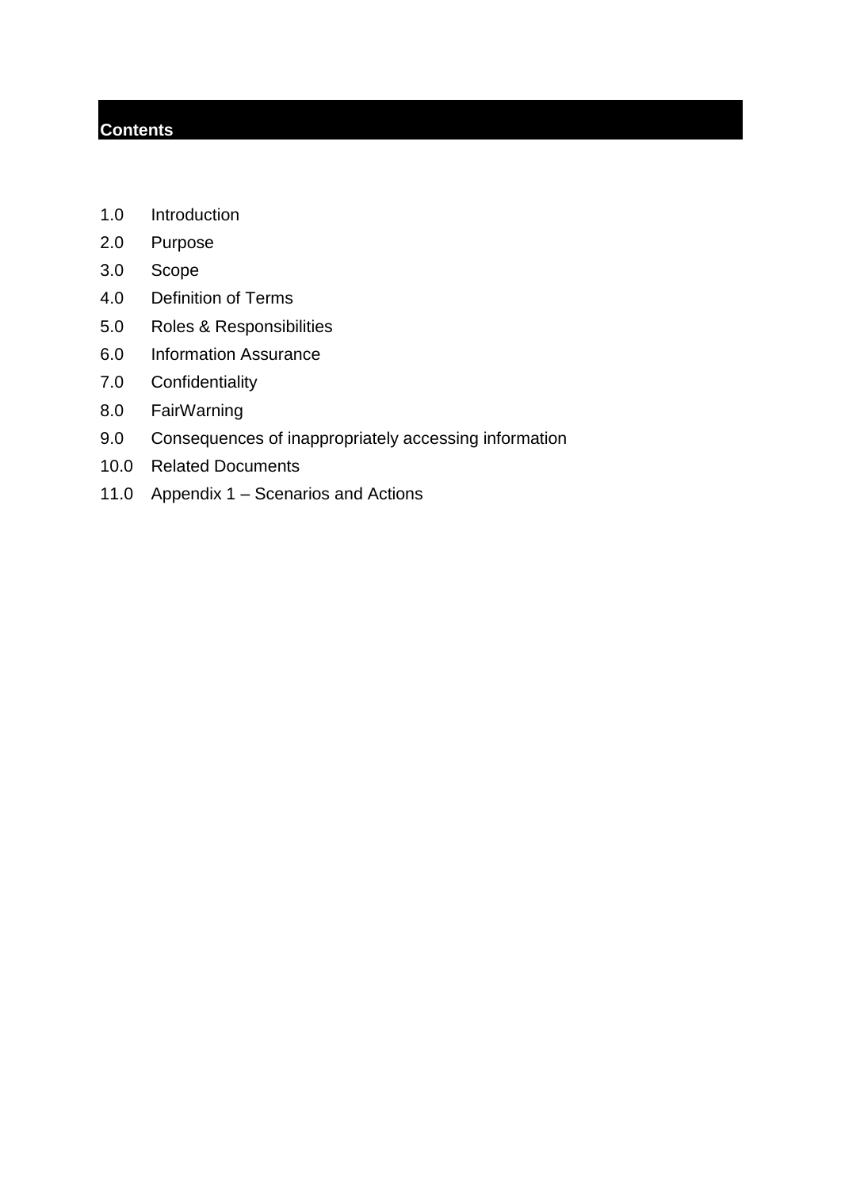## Contents

1.0 Introduction
2.0 Purpose
3.0 Scope
4.0 Definition of Terms
5.0 Roles & Responsibilities
6.0 Information Assurance
7.0 Confidentiality
8.0 FairWarning
9.0 Consequences of inappropriately accessing information
10.0 Related Documents
11.0 Appendix 1 – Scenarios and Actions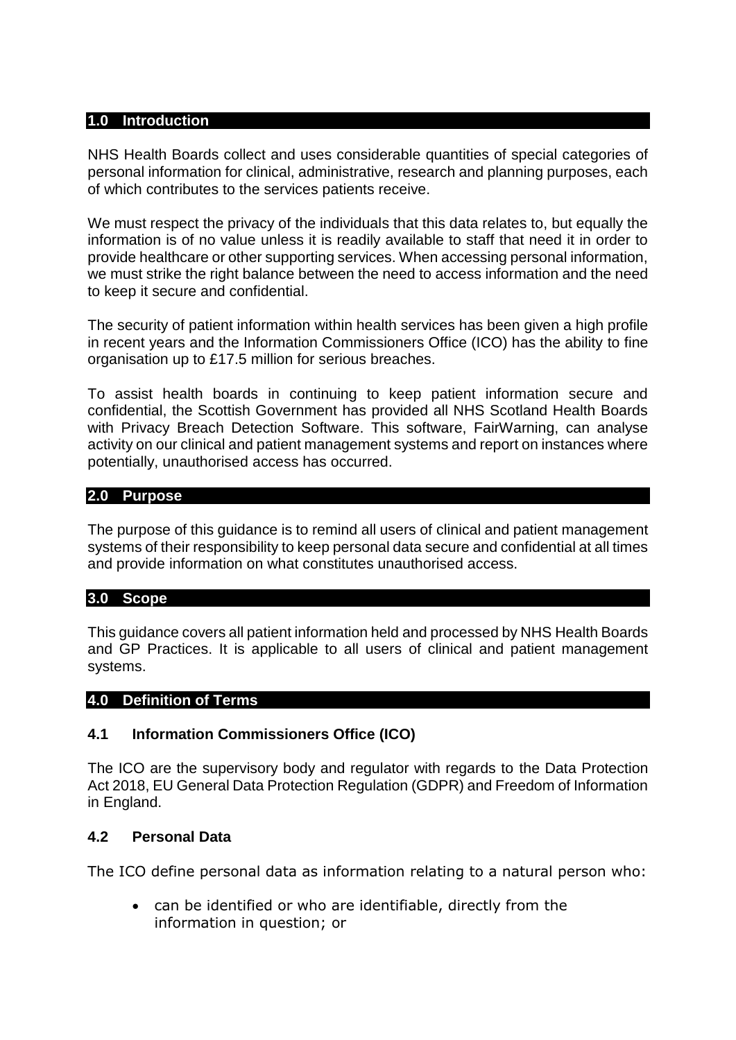## 1.0 Introduction

NHS Health Boards collect and uses considerable quantities of special categories of personal information for clinical, administrative, research and planning purposes, each of which contributes to the services patients receive.

We must respect the privacy of the individuals that this data relates to, but equally the information is of no value unless it is readily available to staff that need it in order to provide healthcare or other supporting services. When accessing personal information, we must strike the right balance between the need to access information and the need to keep it secure and confidential.

The security of patient information within health services has been given a high profile in recent years and the Information Commissioners Office (ICO) has the ability to fine organisation up to £17.5 million for serious breaches.

To assist health boards in continuing to keep patient information secure and confidential, the Scottish Government has provided all NHS Scotland Health Boards with Privacy Breach Detection Software. This software, FairWarning, can analyse activity on our clinical and patient management systems and report on instances where potentially, unauthorised access has occurred.

## 2.0 Purpose

The purpose of this guidance is to remind all users of clinical and patient management systems of their responsibility to keep personal data secure and confidential at all times and provide information on what constitutes unauthorised access.

## 3.0 Scope

This guidance covers all patient information held and processed by NHS Health Boards and GP Practices. It is applicable to all users of clinical and patient management systems.

## 4.0 Definition of Terms

### 4.1 Information Commissioners Office (ICO)

The ICO are the supervisory body and regulator with regards to the Data Protection Act 2018, EU General Data Protection Regulation (GDPR) and Freedom of Information in England.

### 4.2 Personal Data

The ICO define personal data as information relating to a natural person who:

- can be identified or who are identifiable, directly from the information in question; or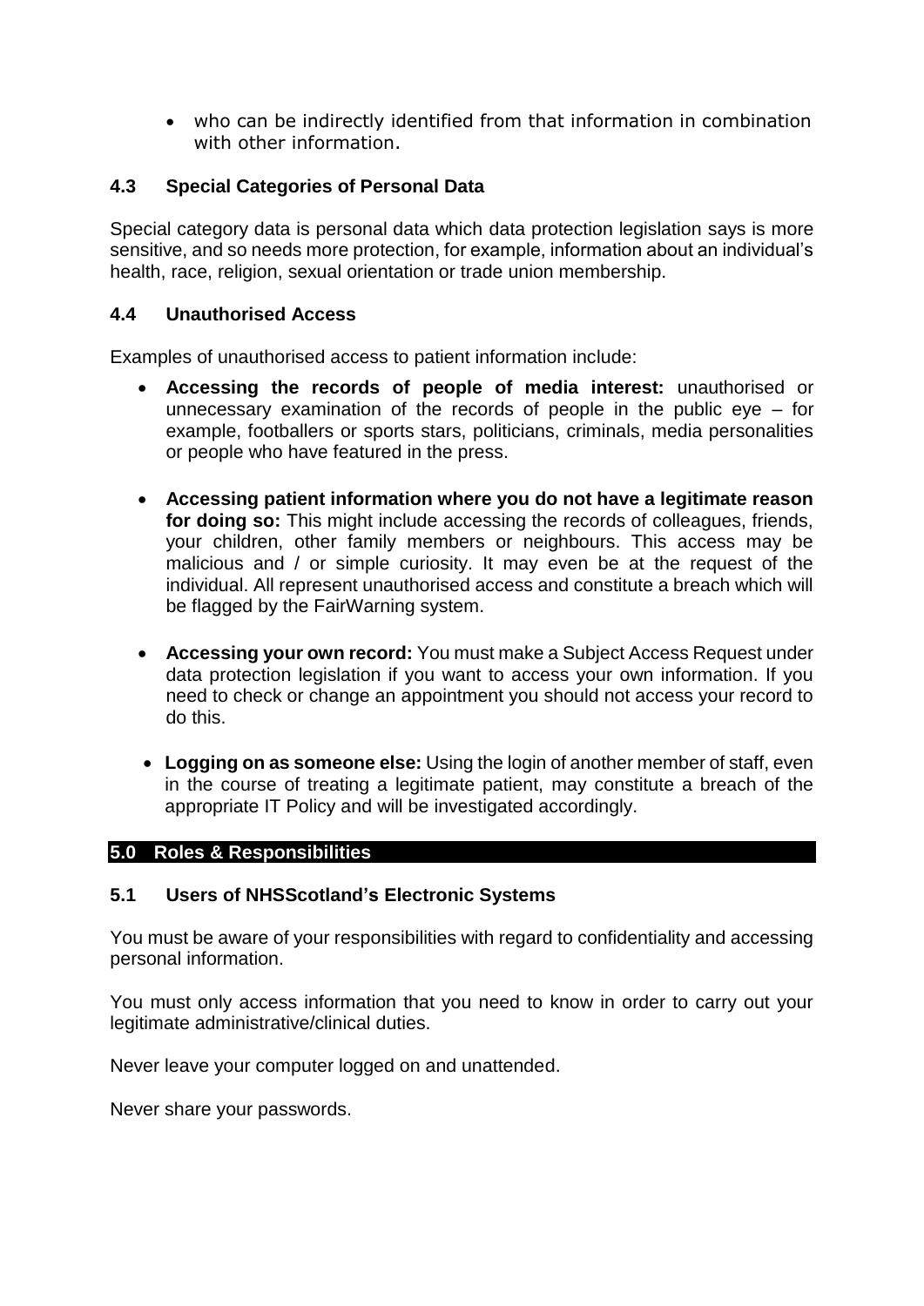- who can be indirectly identified from that information in combination with other information.

### 4.3 Special Categories of Personal Data

Special category data is personal data which data protection legislation says is more sensitive, and so needs more protection, for example, information about an individual's health, race, religion, sexual orientation or trade union membership.

### 4.4 Unauthorised Access

Examples of unauthorised access to patient information include:

- **Accessing the records of people of media interest:** unauthorised or unnecessary examination of the records of people in the public eye – for example, footballers or sports stars, politicians, criminals, media personalities or people who have featured in the press.

- **Accessing patient information where you do not have a legitimate reason for doing so:** This might include accessing the records of colleagues, friends, your children, other family members or neighbours. This access may be malicious and / or simple curiosity. It may even be at the request of the individual. All represent unauthorised access and constitute a breach which will be flagged by the FairWarning system.

- **Accessing your own record:** You must make a Subject Access Request under data protection legislation if you want to access your own information. If you need to check or change an appointment you should not access your record to do this.

- **Logging on as someone else:** Using the login of another member of staff, even in the course of treating a legitimate patient, may constitute a breach of the appropriate IT Policy and will be investigated accordingly.

## 5.0 Roles & Responsibilities

### 5.1 Users of NHSScotland's Electronic Systems

You must be aware of your responsibilities with regard to confidentiality and accessing personal information.

You must only access information that you need to know in order to carry out your legitimate administrative/clinical duties.

Never leave your computer logged on and unattended.

Never share your passwords.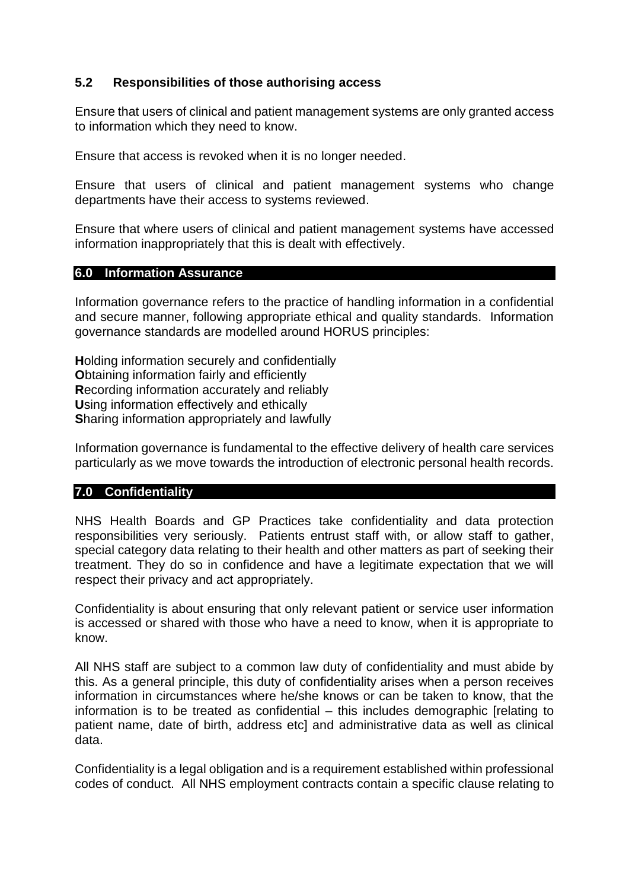### 5.2 Responsibilities of those authorising access

Ensure that users of clinical and patient management systems are only granted access to information which they need to know.

Ensure that access is revoked when it is no longer needed.

Ensure that users of clinical and patient management systems who change departments have their access to systems reviewed.

Ensure that where users of clinical and patient management systems have accessed information inappropriately that this is dealt with effectively.

## 6.0 Information Assurance

Information governance refers to the practice of handling information in a confidential and secure manner, following appropriate ethical and quality standards. Information governance standards are modelled around HORUS principles:

**H**olding information securely and confidentially
**O**btaining information fairly and efficiently
**R**ecording information accurately and reliably
**U**sing information effectively and ethically
**S**haring information appropriately and lawfully

Information governance is fundamental to the effective delivery of health care services particularly as we move towards the introduction of electronic personal health records.

## 7.0 Confidentiality

NHS Health Boards and GP Practices take confidentiality and data protection responsibilities very seriously. Patients entrust staff with, or allow staff to gather, special category data relating to their health and other matters as part of seeking their treatment. They do so in confidence and have a legitimate expectation that we will respect their privacy and act appropriately.

Confidentiality is about ensuring that only relevant patient or service user information is accessed or shared with those who have a need to know, when it is appropriate to know.

All NHS staff are subject to a common law duty of confidentiality and must abide by this. As a general principle, this duty of confidentiality arises when a person receives information in circumstances where he/she knows or can be taken to know, that the information is to be treated as confidential – this includes demographic [relating to patient name, date of birth, address etc] and administrative data as well as clinical data.

Confidentiality is a legal obligation and is a requirement established within professional codes of conduct. All NHS employment contracts contain a specific clause relating to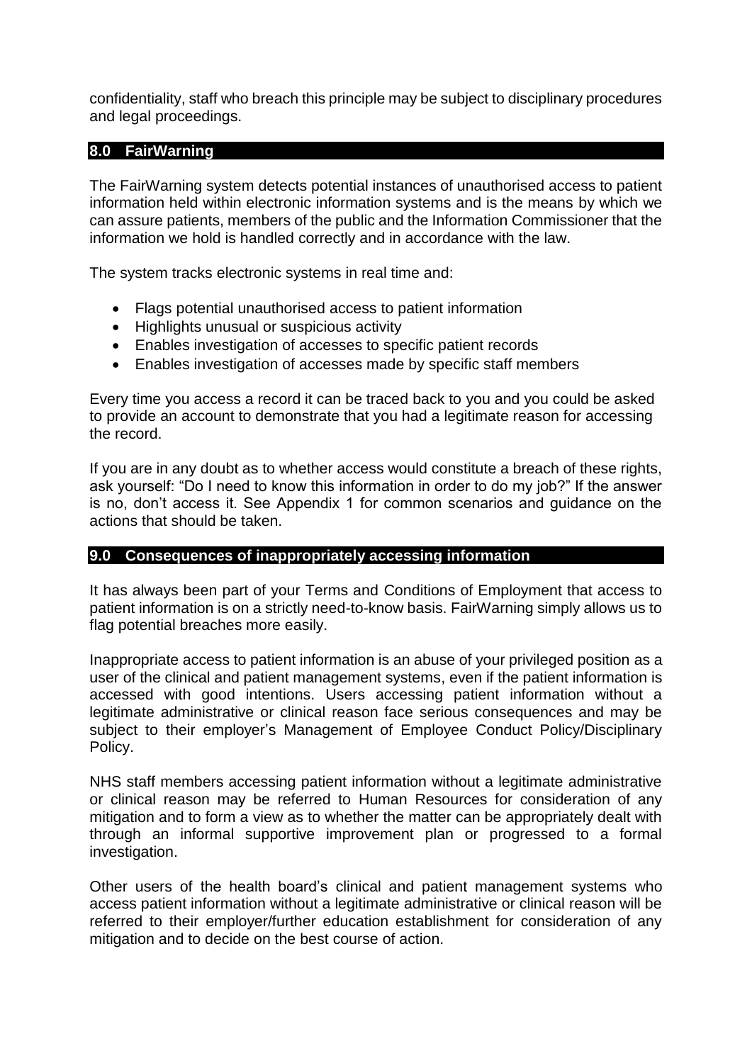confidentiality, staff who breach this principle may be subject to disciplinary procedures and legal proceedings.

## 8.0 FairWarning

The FairWarning system detects potential instances of unauthorised access to patient information held within electronic information systems and is the means by which we can assure patients, members of the public and the Information Commissioner that the information we hold is handled correctly and in accordance with the law.

The system tracks electronic systems in real time and:

- Flags potential unauthorised access to patient information
- Highlights unusual or suspicious activity
- Enables investigation of accesses to specific patient records
- Enables investigation of accesses made by specific staff members

Every time you access a record it can be traced back to you and you could be asked to provide an account to demonstrate that you had a legitimate reason for accessing the record.

If you are in any doubt as to whether access would constitute a breach of these rights, ask yourself: "Do I need to know this information in order to do my job?" If the answer is no, don't access it. See Appendix 1 for common scenarios and guidance on the actions that should be taken.

## 9.0 Consequences of inappropriately accessing information

It has always been part of your Terms and Conditions of Employment that access to patient information is on a strictly need-to-know basis. FairWarning simply allows us to flag potential breaches more easily.

Inappropriate access to patient information is an abuse of your privileged position as a user of the clinical and patient management systems, even if the patient information is accessed with good intentions. Users accessing patient information without a legitimate administrative or clinical reason face serious consequences and may be subject to their employer's Management of Employee Conduct Policy/Disciplinary Policy.

NHS staff members accessing patient information without a legitimate administrative or clinical reason may be referred to Human Resources for consideration of any mitigation and to form a view as to whether the matter can be appropriately dealt with through an informal supportive improvement plan or progressed to a formal investigation.

Other users of the health board's clinical and patient management systems who access patient information without a legitimate administrative or clinical reason will be referred to their employer/further education establishment for consideration of any mitigation and to decide on the best course of action.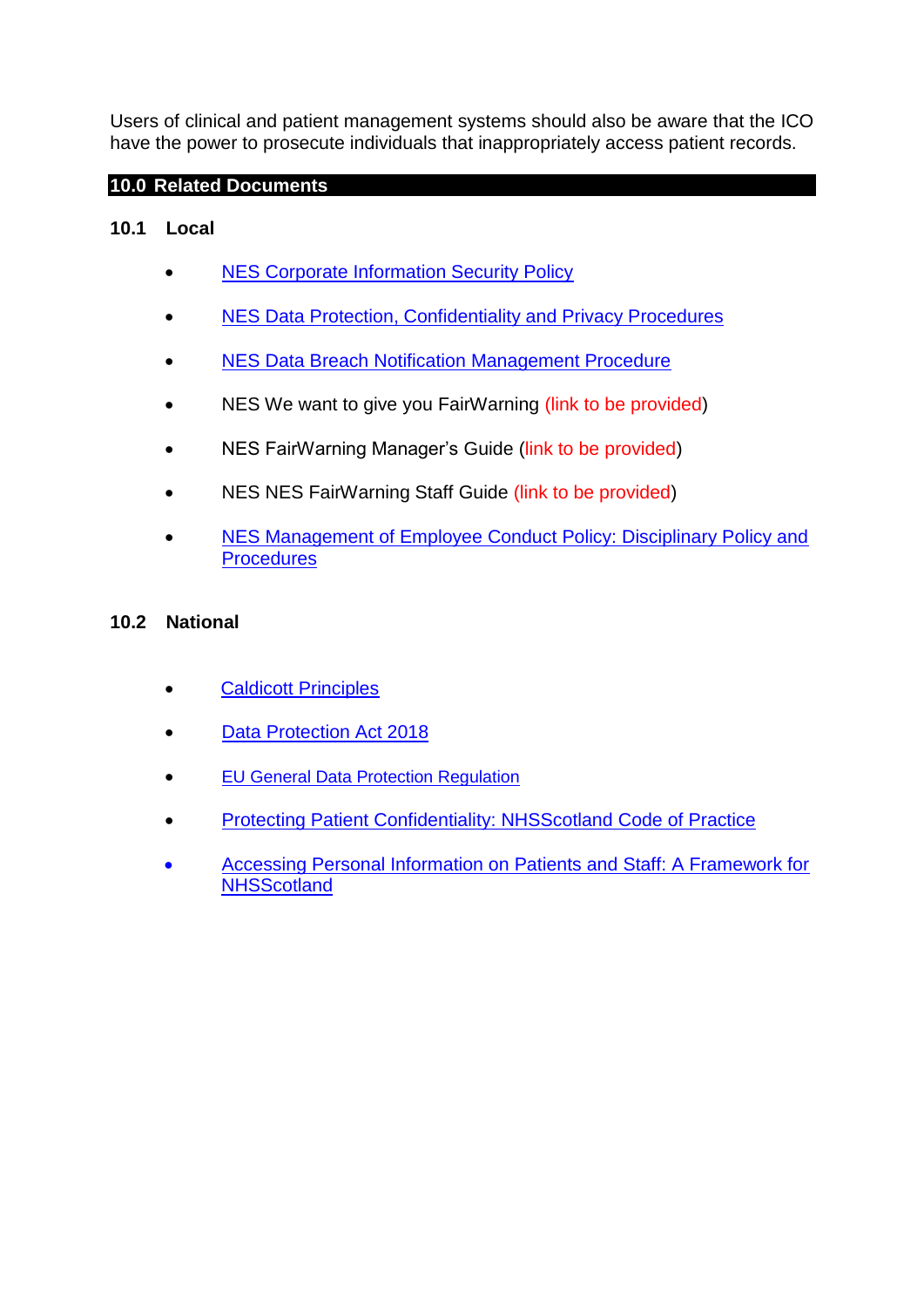Users of clinical and patient management systems should also be aware that the ICO have the power to prosecute individuals that inappropriately access patient records.

## 10.0 Related Documents

### 10.1 Local

- NES Corporate Information Security Policy
- NES Data Protection, Confidentiality and Privacy Procedures
- NES Data Breach Notification Management Procedure
- NES We want to give you FairWarning (link to be provided)
- NES FairWarning Manager's Guide (link to be provided)
- NES NES FairWarning Staff Guide (link to be provided)
- NES Management of Employee Conduct Policy: Disciplinary Policy and Procedures

### 10.2 National

- Caldicott Principles
- Data Protection Act 2018
- EU General Data Protection Regulation
- Protecting Patient Confidentiality: NHSScotland Code of Practice
- Accessing Personal Information on Patients and Staff: A Framework for NHSScotland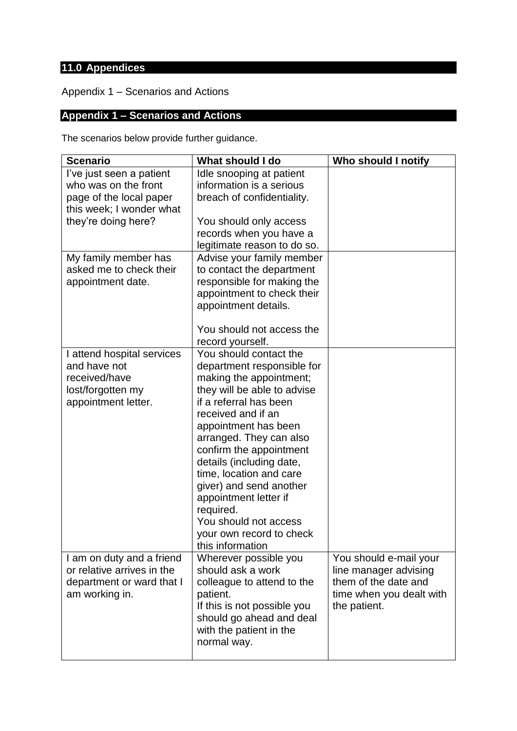## 11.0 Appendices

Appendix 1 – Scenarios and Actions

## Appendix 1 – Scenarios and Actions

The scenarios below provide further guidance.

| Scenario | What should I do | Who should I notify |
|---|---|---|
| I've just seen a patient who was on the front page of the local paper this week; I wonder what they're doing here? | Idle snooping at patient information is a serious breach of confidentiality.<br><br>You should only access records when you have a legitimate reason to do so. | |
| My family member has asked me to check their appointment date. | Advise your family member to contact the department responsible for making the appointment to check their appointment details.<br><br>You should not access the record yourself. | |
| I attend hospital services and have not received/have lost/forgotten my appointment letter. | You should contact the department responsible for making the appointment; they will be able to advise if a referral has been received and if an appointment has been arranged. They can also confirm the appointment details (including date, time, location and care giver) and send another appointment letter if required.<br>You should not access your own record to check this information | |
| I am on duty and a friend or relative arrives in the department or ward that I am working in. | Wherever possible you should ask a work colleague to attend to the patient.<br>If this is not possible you should go ahead and deal with the patient in the normal way. | You should e-mail your line manager advising them of the date and time when you dealt with the patient. |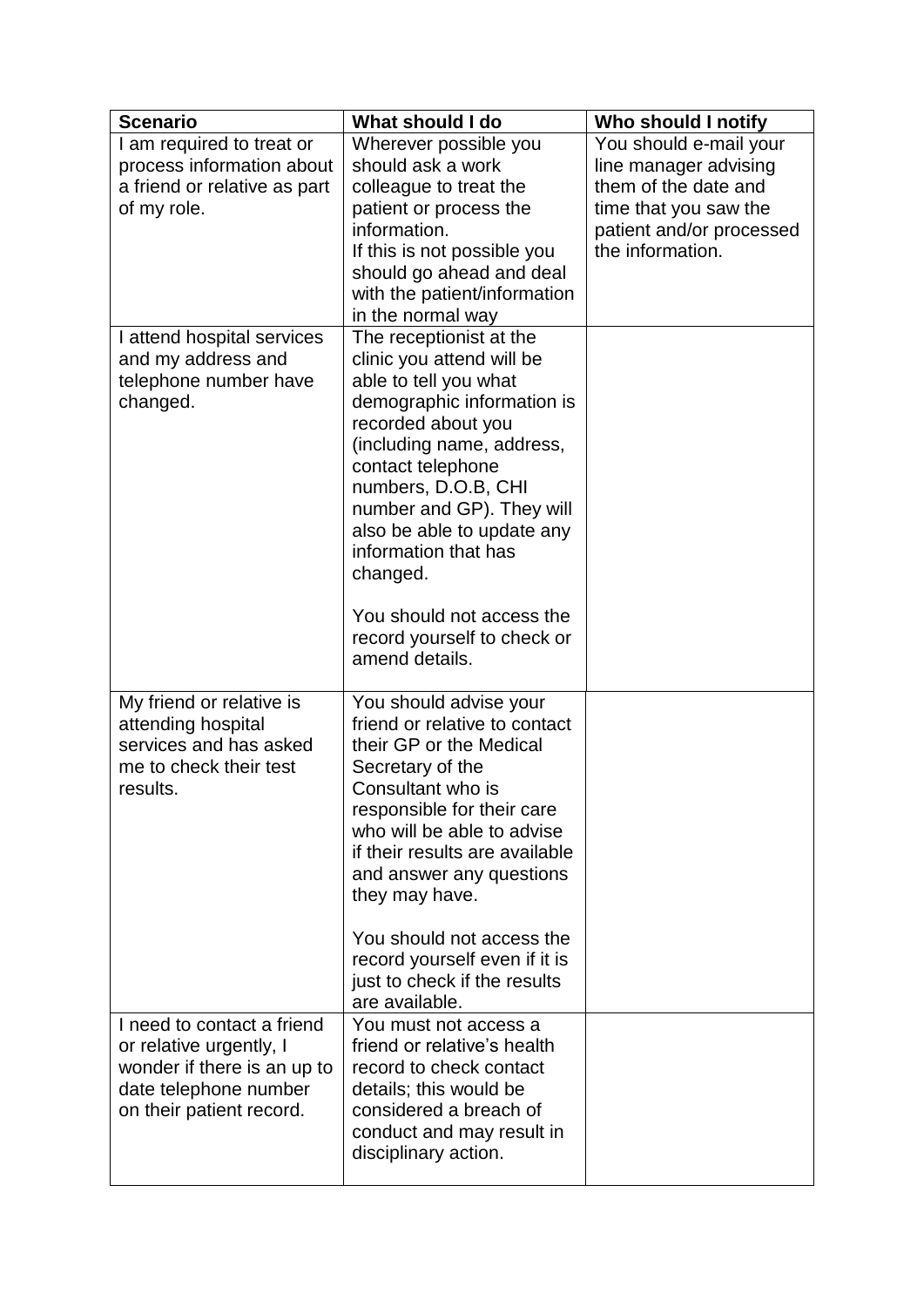| Scenario | What should I do | Who should I notify |
|---|---|---|
| I am required to treat or process information about a friend or relative as part of my role. | Wherever possible you should ask a work colleague to treat the patient or process the information.<br>If this is not possible you should go ahead and deal with the patient/information in the normal way | You should e-mail your line manager advising them of the date and time that you saw the patient and/or processed the information. |
| I attend hospital services and my address and telephone number have changed. | The receptionist at the clinic you attend will be able to tell you what demographic information is recorded about you (including name, address, contact telephone numbers, D.O.B, CHI number and GP). They will also be able to update any information that has changed.<br><br>You should not access the record yourself to check or amend details. | |
| My friend or relative is attending hospital services and has asked me to check their test results. | You should advise your friend or relative to contact their GP or the Medical Secretary of the Consultant who is responsible for their care who will be able to advise if their results are available and answer any questions they may have.<br><br>You should not access the record yourself even if it is just to check if the results are available. | |
| I need to contact a friend or relative urgently, I wonder if there is an up to date telephone number on their patient record. | You must not access a friend or relative's health record to check contact details; this would be considered a breach of conduct and may result in disciplinary action. | |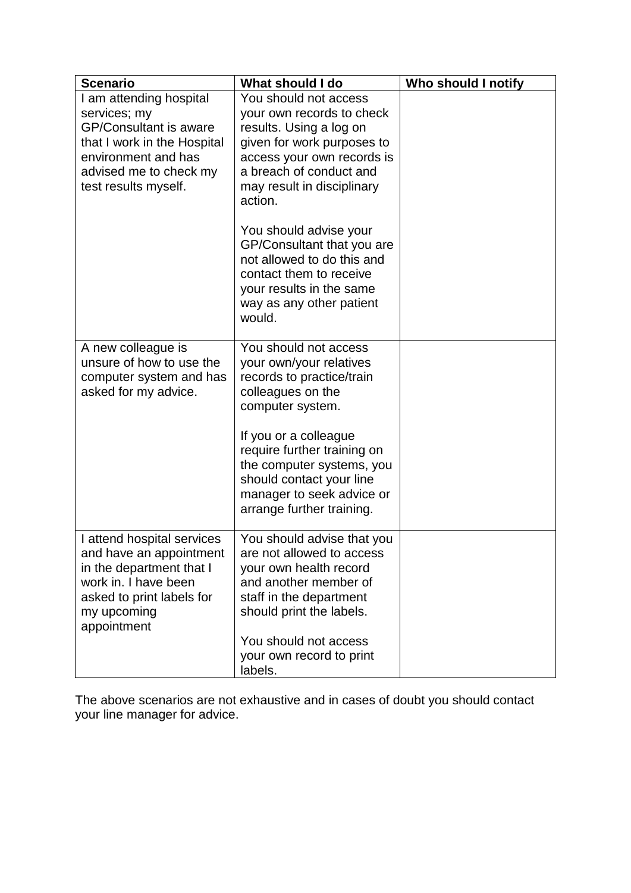| Scenario | What should I do | Who should I notify |
|---|---|---|
| I am attending hospital services; my GP/Consultant is aware that I work in the Hospital environment and has advised me to check my test results myself. | You should not access your own records to check results. Using a log on given for work purposes to access your own records is a breach of conduct and may result in disciplinary action.<br><br>You should advise your GP/Consultant that you are not allowed to do this and contact them to receive your results in the same way as any other patient would. | |
| A new colleague is unsure of how to use the computer system and has asked for my advice. | You should not access your own/your relatives records to practice/train colleagues on the computer system.<br><br>If you or a colleague require further training on the computer systems, you should contact your line manager to seek advice or arrange further training. | |
| I attend hospital services and have an appointment in the department that I work in. I have been asked to print labels for my upcoming appointment | You should advise that you are not allowed to access your own health record and another member of staff in the department should print the labels.<br><br>You should not access your own record to print labels. | |

The above scenarios are not exhaustive and in cases of doubt you should contact your line manager for advice.